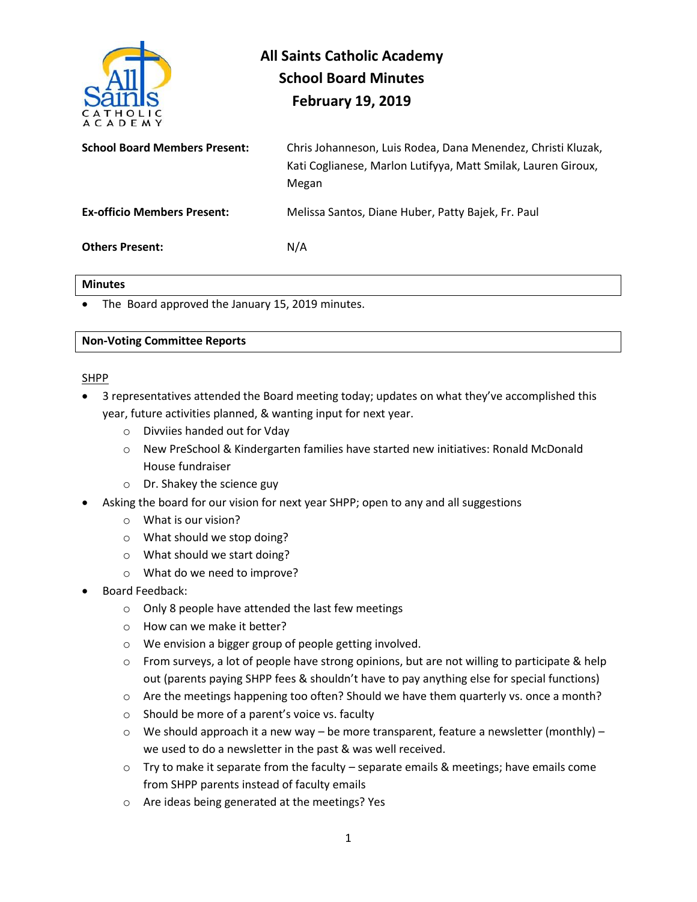# All Saints Catholic Academy
## School Board Minutes
## February 19, 2019

| | |
|---|---|
| **School Board Members Present:** | Chris Johanneson, Luis Rodea, Dana Menendez, Christi Kluzak, Kati Coglianese, Marlon Lutifyya, Matt Smilak, Lauren Giroux, Megan |
| **Ex-officio Members Present:** | Melissa Santos, Diane Huber, Patty Bajek, Fr. Paul |
| **Others Present:** | N/A |

### Minutes

- The Board approved the January 15, 2019 minutes.

### Non-Voting Committee Reports

SHPP

- 3 representatives attended the Board meeting today; updates on what they've accomplished this year, future activities planned, & wanting input for next year.
  - Divviies handed out for Vday
  - New PreSchool & Kindergarten families have started new initiatives: Ronald McDonald House fundraiser
  - Dr. Shakey the science guy
- Asking the board for our vision for next year SHPP; open to any and all suggestions
  - What is our vision?
  - What should we stop doing?
  - What should we start doing?
  - What do we need to improve?
- Board Feedback:
  - Only 8 people have attended the last few meetings
  - How can we make it better?
  - We envision a bigger group of people getting involved.
  - From surveys, a lot of people have strong opinions, but are not willing to participate & help out (parents paying SHPP fees & shouldn't have to pay anything else for special functions)
  - Are the meetings happening too often? Should we have them quarterly vs. once a month?
  - Should be more of a parent's voice vs. faculty
  - We should approach it a new way – be more transparent, feature a newsletter (monthly) – we used to do a newsletter in the past & was well received.
  - Try to make it separate from the faculty – separate emails & meetings; have emails come from SHPP parents instead of faculty emails
  - Are ideas being generated at the meetings? Yes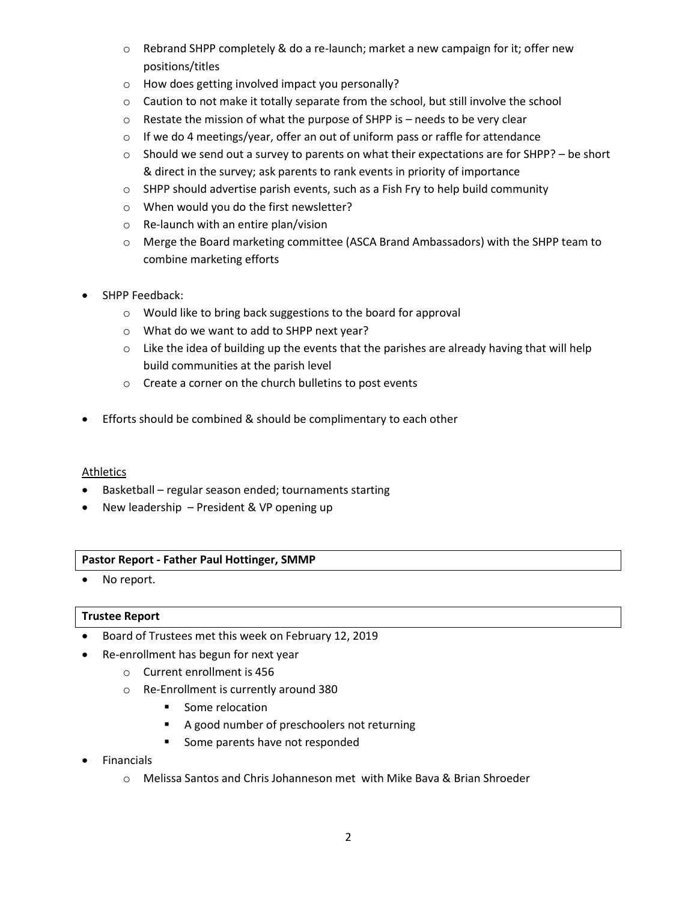- Rebrand SHPP completely & do a re-launch; market a new campaign for it; offer new positions/titles
  - How does getting involved impact you personally?
  - Caution to not make it totally separate from the school, but still involve the school
  - Restate the mission of what the purpose of SHPP is – needs to be very clear
  - If we do 4 meetings/year, offer an out of uniform pass or raffle for attendance
  - Should we send out a survey to parents on what their expectations are for SHPP? – be short & direct in the survey; ask parents to rank events in priority of importance
  - SHPP should advertise parish events, such as a Fish Fry to help build community
  - When would you do the first newsletter?
  - Re-launch with an entire plan/vision
  - Merge the Board marketing committee (ASCA Brand Ambassadors) with the SHPP team to combine marketing efforts

- SHPP Feedback:
  - Would like to bring back suggestions to the board for approval
  - What do we want to add to SHPP next year?
  - Like the idea of building up the events that the parishes are already having that will help build communities at the parish level
  - Create a corner on the church bulletins to post events

- Efforts should be combined & should be complimentary to each other

Athletics

- Basketball – regular season ended; tournaments starting
- New leadership – President & VP opening up

**Pastor Report - Father Paul Hottinger, SMMP**

- No report.

**Trustee Report**

- Board of Trustees met this week on February 12, 2019
- Re-enrollment has begun for next year
  - Current enrollment is 456
  - Re-Enrollment is currently around 380
    - Some relocation
    - A good number of preschoolers not returning
    - Some parents have not responded
- Financials
  - Melissa Santos and Chris Johanneson met with Mike Bava & Brian Shroeder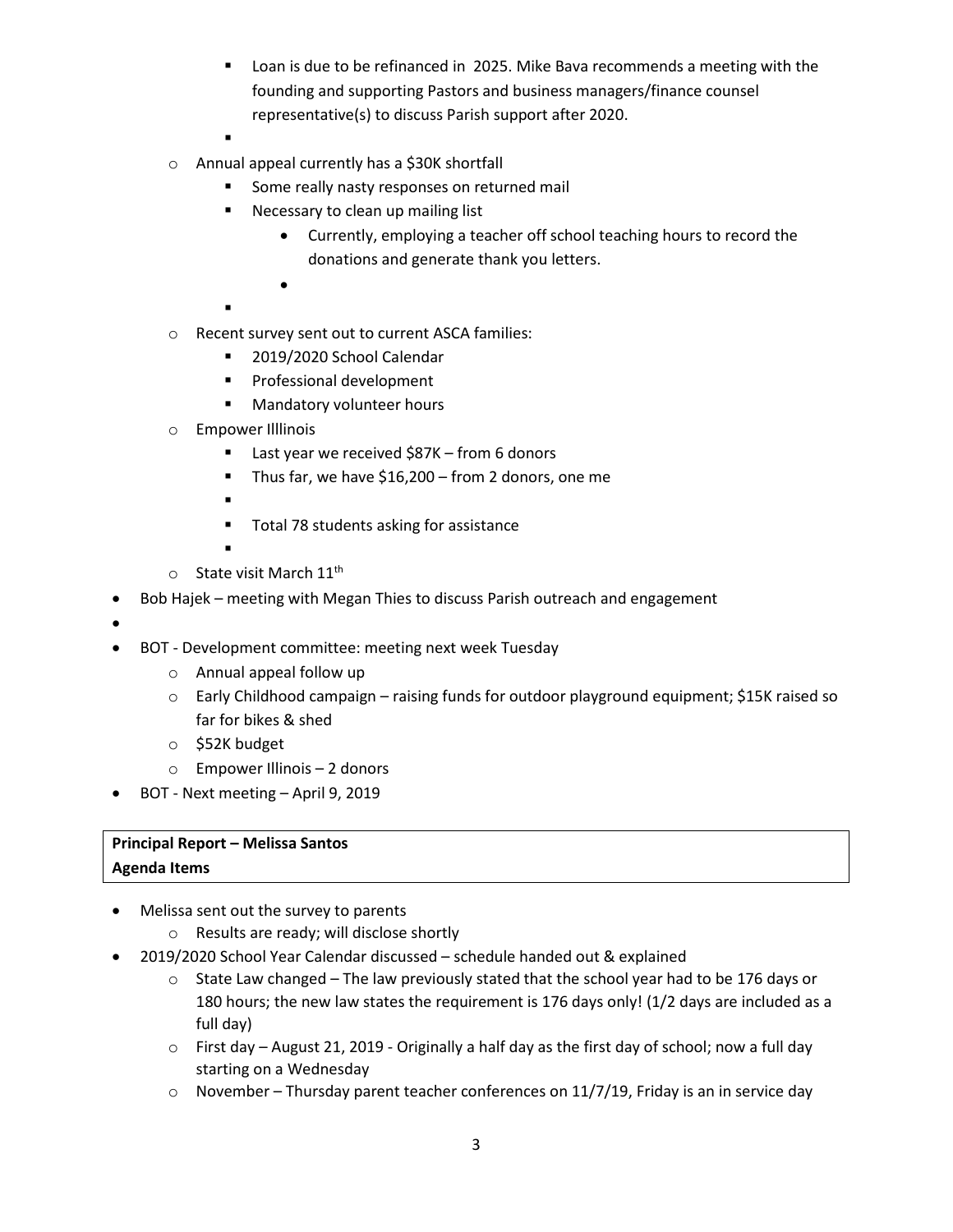- Loan is due to be refinanced in 2025. Mike Bava recommends a meeting with the founding and supporting Pastors and business managers/finance counsel representative(s) to discuss Parish support after 2020.
    - Annual appeal currently has a $30K shortfall
        - Some really nasty responses on returned mail
        - Necessary to clean up mailing list
            - Currently, employing a teacher off school teaching hours to record the donations and generate thank you letters.
    - Recent survey sent out to current ASCA families:
        - 2019/2020 School Calendar
        - Professional development
        - Mandatory volunteer hours
    - Empower Illlinois
        - Last year we received $87K – from 6 donors
        - Thus far, we have $16,200 – from 2 donors, one me
        - Total 78 students asking for assistance
    - State visit March 11th
- Bob Hajek – meeting with Megan Thies to discuss Parish outreach and engagement
- BOT - Development committee: meeting next week Tuesday
    - Annual appeal follow up
    - Early Childhood campaign – raising funds for outdoor playground equipment; $15K raised so far for bikes & shed
    - $52K budget
    - Empower Illinois – 2 donors
- BOT - Next meeting – April 9, 2019

**Principal Report – Melissa Santos**
**Agenda Items**

- Melissa sent out the survey to parents
    - Results are ready; will disclose shortly
- 2019/2020 School Year Calendar discussed – schedule handed out & explained
    - State Law changed – The law previously stated that the school year had to be 176 days or 180 hours; the new law states the requirement is 176 days only! (1/2 days are included as a full day)
    - First day – August 21, 2019 - Originally a half day as the first day of school; now a full day starting on a Wednesday
    - November – Thursday parent teacher conferences on 11/7/19, Friday is an in service day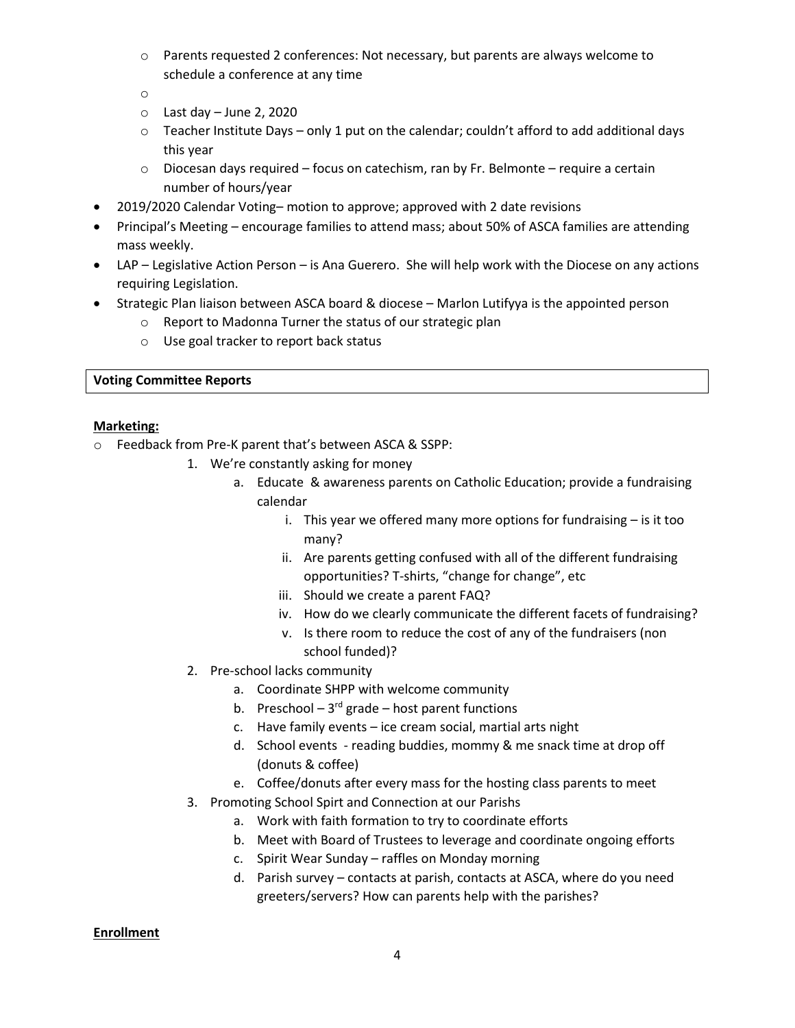- Parents requested 2 conferences: Not necessary, but parents are always welcome to schedule a conference at any time
- 
- Last day – June 2, 2020
- Teacher Institute Days – only 1 put on the calendar; couldn't afford to add additional days this year
- Diocesan days required – focus on catechism, ran by Fr. Belmonte – require a certain number of hours/year

- 2019/2020 Calendar Voting– motion to approve; approved with 2 date revisions
- Principal's Meeting – encourage families to attend mass; about 50% of ASCA families are attending mass weekly.
- LAP – Legislative Action Person – is Ana Guerero. She will help work with the Diocese on any actions requiring Legislation.
- Strategic Plan liaison between ASCA board & diocese – Marlon Lutifyya is the appointed person
  - Report to Madonna Turner the status of our strategic plan
  - Use goal tracker to report back status

**Voting Committee Reports**

**Marketing:**

- Feedback from Pre-K parent that's between ASCA & SSPP:
  1. We're constantly asking for money
     a. Educate & awareness parents on Catholic Education; provide a fundraising calendar
        i. This year we offered many more options for fundraising – is it too many?
        ii. Are parents getting confused with all of the different fundraising opportunities? T-shirts, "change for change", etc
        iii. Should we create a parent FAQ?
        iv. How do we clearly communicate the different facets of fundraising?
        v. Is there room to reduce the cost of any of the fundraisers (non school funded)?
  2. Pre-school lacks community
     a. Coordinate SHPP with welcome community
     b. Preschool – 3rd grade – host parent functions
     c. Have family events – ice cream social, martial arts night
     d. School events - reading buddies, mommy & me snack time at drop off (donuts & coffee)
     e. Coffee/donuts after every mass for the hosting class parents to meet
  3. Promoting School Spirt and Connection at our Parishs
     a. Work with faith formation to try to coordinate efforts
     b. Meet with Board of Trustees to leverage and coordinate ongoing efforts
     c. Spirit Wear Sunday – raffles on Monday morning
     d. Parish survey – contacts at parish, contacts at ASCA, where do you need greeters/servers? How can parents help with the parishes?

**Enrollment**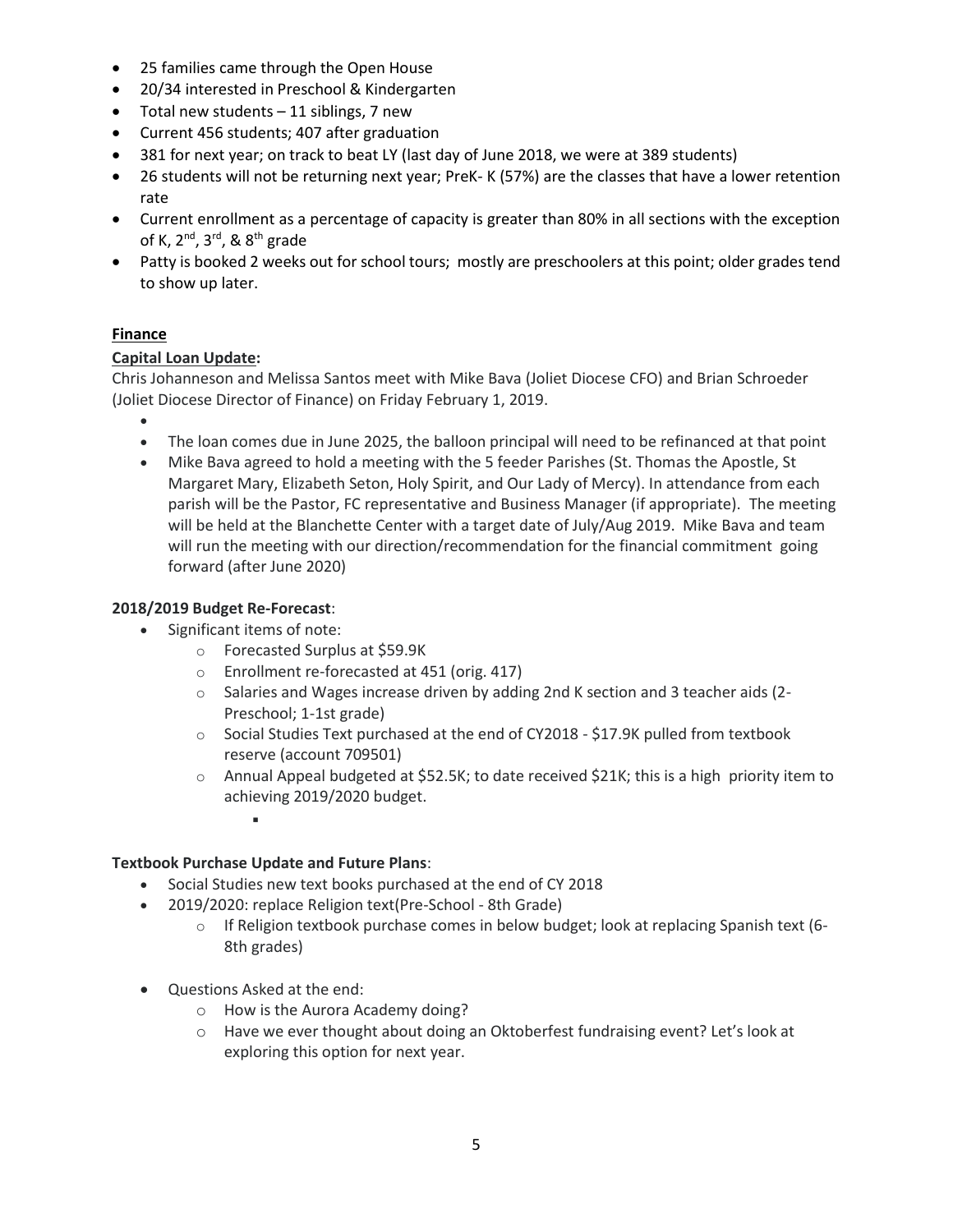- 25 families came through the Open House
- 20/34 interested in Preschool & Kindergarten
- Total new students – 11 siblings, 7 new
- Current 456 students; 407 after graduation
- 381 for next year; on track to beat LY (last day of June 2018, we were at 389 students)
- 26 students will not be returning next year; PreK- K (57%) are the classes that have a lower retention rate
- Current enrollment as a percentage of capacity is greater than 80% in all sections with the exception of K, 2nd, 3rd, & 8th grade
- Patty is booked 2 weeks out for school tours; mostly are preschoolers at this point; older grades tend to show up later.

**Finance**

**Capital Loan Update:**

Chris Johanneson and Melissa Santos meet with Mike Bava (Joliet Diocese CFO) and Brian Schroeder (Joliet Diocese Director of Finance) on Friday February 1, 2019.

- The loan comes due in June 2025, the balloon principal will need to be refinanced at that point
- Mike Bava agreed to hold a meeting with the 5 feeder Parishes (St. Thomas the Apostle, St Margaret Mary, Elizabeth Seton, Holy Spirit, and Our Lady of Mercy). In attendance from each parish will be the Pastor, FC representative and Business Manager (if appropriate). The meeting will be held at the Blanchette Center with a target date of July/Aug 2019. Mike Bava and team will run the meeting with our direction/recommendation for the financial commitment going forward (after June 2020)

**2018/2019 Budget Re-Forecast**:

- Significant items of note:
  - Forecasted Surplus at $59.9K
  - Enrollment re-forecasted at 451 (orig. 417)
  - Salaries and Wages increase driven by adding 2nd K section and 3 teacher aids (2-Preschool; 1-1st grade)
  - Social Studies Text purchased at the end of CY2018 - $17.9K pulled from textbook reserve (account 709501)
  - Annual Appeal budgeted at $52.5K; to date received $21K; this is a high priority item to achieving 2019/2020 budget.

**Textbook Purchase Update and Future Plans**:

- Social Studies new text books purchased at the end of CY 2018
- 2019/2020: replace Religion text(Pre-School - 8th Grade)
  - If Religion textbook purchase comes in below budget; look at replacing Spanish text (6-8th grades)
- Questions Asked at the end:
  - How is the Aurora Academy doing?
  - Have we ever thought about doing an Oktoberfest fundraising event? Let's look at exploring this option for next year.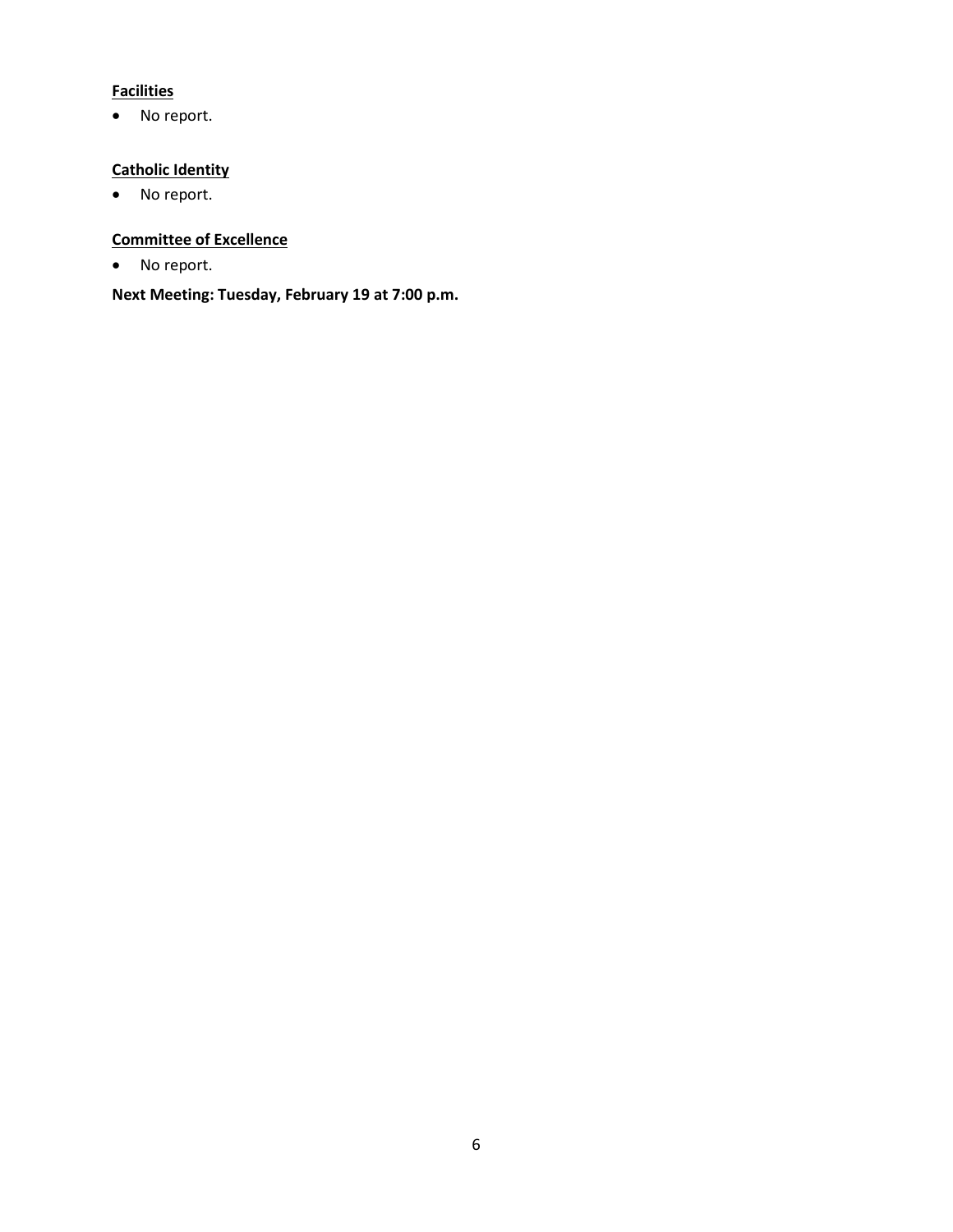**Facilities**

- No report.

**Catholic Identity**

- No report.

**Committee of Excellence**

- No report.

**Next Meeting: Tuesday, February 19 at 7:00 p.m.**